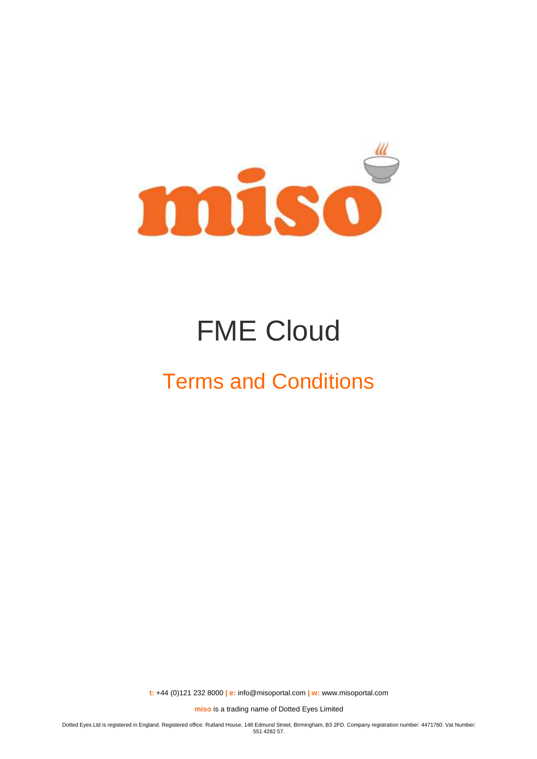miso

# FME Cloud

## Terms and Conditions

**t:** +44 (0)121 232 8000 **| e:** info@misoportal.com **| w:** www.misoportal.com

**miso** is a trading name of Dotted Eyes Limited

Dotted Eyes Ltd is registered in England. Registered office: Rutland House, 148 Edmund Street, Birmingham, B3 2FD. Company registration number: 4471760. Vat Number: 551 4282 57.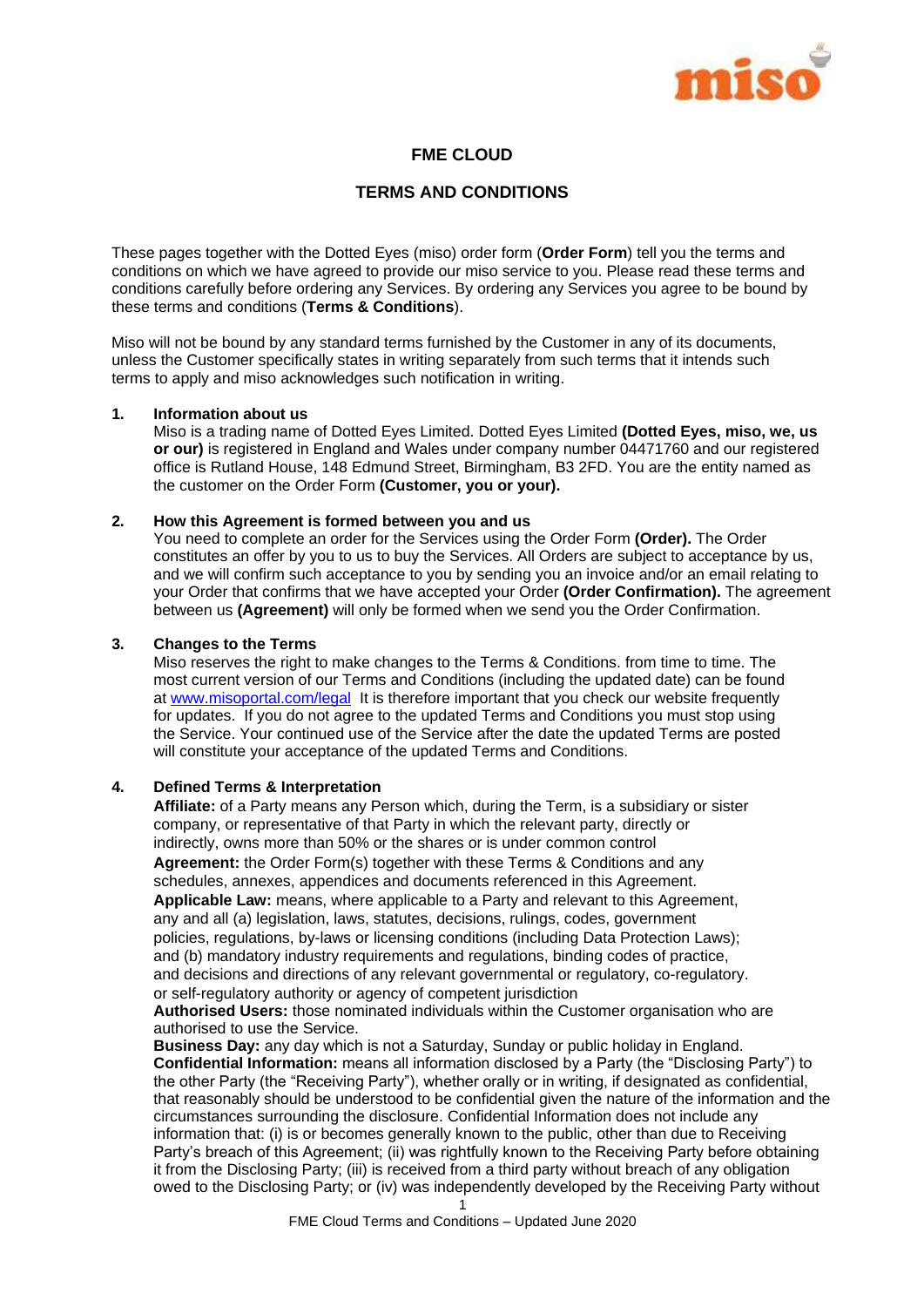# FME CLOUD

## TERMS AND CONDITIONS

These pages together with the Dotted Eyes (miso) order form (**Order Form**) tell you the terms and conditions on which we have agreed to provide our miso service to you. Please read these terms and conditions carefully before ordering any Services. By ordering any Services you agree to be bound by these terms and conditions (**Terms & Conditions**).

Miso will not be bound by any standard terms furnished by the Customer in any of its documents, unless the Customer specifically states in writing separately from such terms that it intends such terms to apply and miso acknowledges such notification in writing.

**1. Information about us**

Miso is a trading name of Dotted Eyes Limited. Dotted Eyes Limited **(Dotted Eyes, miso, we, us or our)** is registered in England and Wales under company number 04471760 and our registered office is Rutland House, 148 Edmund Street, Birmingham, B3 2FD. You are the entity named as the customer on the Order Form **(Customer, you or your).**

**2. How this Agreement is formed between you and us**

You need to complete an order for the Services using the Order Form **(Order).** The Order constitutes an offer by you to us to buy the Services. All Orders are subject to acceptance by us, and we will confirm such acceptance to you by sending you an invoice and/or an email relating to your Order that confirms that we have accepted your Order **(Order Confirmation).** The agreement between us **(Agreement)** will only be formed when we send you the Order Confirmation.

**3. Changes to the Terms**

Miso reserves the right to make changes to the Terms & Conditions. from time to time. The most current version of our Terms and Conditions (including the updated date) can be found at [www.misoportal.com/legal](www.misoportal.com/legal) It is therefore important that you check our website frequently for updates. If you do not agree to the updated Terms and Conditions you must stop using the Service. Your continued use of the Service after the date the updated Terms are posted will constitute your acceptance of the updated Terms and Conditions.

**4. Defined Terms & Interpretation**

**Affiliate:** of a Party means any Person which, during the Term, is a subsidiary or sister company, or representative of that Party in which the relevant party, directly or indirectly, owns more than 50% or the shares or is under common control

**Agreement:** the Order Form(s) together with these Terms & Conditions and any schedules, annexes, appendices and documents referenced in this Agreement.

**Applicable Law:** means, where applicable to a Party and relevant to this Agreement, any and all (a) legislation, laws, statutes, decisions, rulings, codes, government policies, regulations, by-laws or licensing conditions (including Data Protection Laws); and (b) mandatory industry requirements and regulations, binding codes of practice, and decisions and directions of any relevant governmental or regulatory, co-regulatory. or self-regulatory authority or agency of competent jurisdiction

**Authorised Users:** those nominated individuals within the Customer organisation who are authorised to use the Service.

**Business Day:** any day which is not a Saturday, Sunday or public holiday in England.

**Confidential Information:** means all information disclosed by a Party (the "Disclosing Party") to the other Party (the "Receiving Party"), whether orally or in writing, if designated as confidential, that reasonably should be understood to be confidential given the nature of the information and the circumstances surrounding the disclosure. Confidential Information does not include any information that: (i) is or becomes generally known to the public, other than due to Receiving Party's breach of this Agreement; (ii) was rightfully known to the Receiving Party before obtaining it from the Disclosing Party; (iii) is received from a third party without breach of any obligation owed to the Disclosing Party; or (iv) was independently developed by the Receiving Party without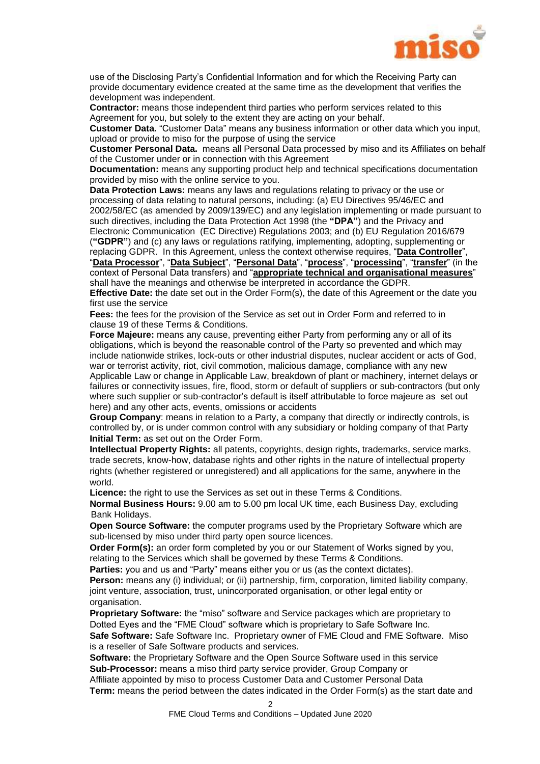use of the Disclosing Party's Confidential Information and for which the Receiving Party can provide documentary evidence created at the same time as the development that verifies the development was independent.

**Contractor:** means those independent third parties who perform services related to this Agreement for you, but solely to the extent they are acting on your behalf.

**Customer Data.** "Customer Data" means any business information or other data which you input, upload or provide to miso for the purpose of using the service

**Customer Personal Data.** means all Personal Data processed by miso and its Affiliates on behalf of the Customer under or in connection with this Agreement

**Documentation:** means any supporting product help and technical specifications documentation provided by miso with the online service to you.

**Data Protection Laws:** means any laws and regulations relating to privacy or the use or processing of data relating to natural persons, including: (a) EU Directives 95/46/EC and 2002/58/EC (as amended by 2009/139/EC) and any legislation implementing or made pursuant to such directives, including the Data Protection Act 1998 (the **"DPA"**) and the Privacy and Electronic Communication (EC Directive) Regulations 2003; and (b) EU Regulation 2016/679 (**"GDPR"**) and (c) any laws or regulations ratifying, implementing, adopting, supplementing or replacing GDPR. In this Agreement, unless the context otherwise requires, "**Data Controller**", "**Data Processor**", "**Data Subject**", "**Personal Data**", "**process**", "**processing**", "**transfer**" (in the context of Personal Data transfers) and "**appropriate technical and organisational measures**" shall have the meanings and otherwise be interpreted in accordance the GDPR.

**Effective Date:** the date set out in the Order Form(s), the date of this Agreement or the date you first use the service

**Fees:** the fees for the provision of the Service as set out in Order Form and referred to in clause 19 of these Terms & Conditions.

**Force Majeure:** means any cause, preventing either Party from performing any or all of its obligations, which is beyond the reasonable control of the Party so prevented and which may include nationwide strikes, lock-outs or other industrial disputes, nuclear accident or acts of God, war or terrorist activity, riot, civil commotion, malicious damage, compliance with any new Applicable Law or change in Applicable Law, breakdown of plant or machinery, internet delays or failures or connectivity issues, fire, flood, storm or default of suppliers or sub-contractors (but only where such supplier or sub-contractor's default is itself attributable to force majeure as set out here) and any other acts, events, omissions or accidents

**Group Company**: means in relation to a Party, a company that directly or indirectly controls, is controlled by, or is under common control with any subsidiary or holding company of that Party

**Initial Term:** as set out on the Order Form.

**Intellectual Property Rights:** all patents, copyrights, design rights, trademarks, service marks, trade secrets, know-how, database rights and other rights in the nature of intellectual property rights (whether registered or unregistered) and all applications for the same, anywhere in the world.

**Licence:** the right to use the Services as set out in these Terms & Conditions.

**Normal Business Hours:** 9.00 am to 5.00 pm local UK time, each Business Day, excluding Bank Holidays.

**Open Source Software:** the computer programs used by the Proprietary Software which are sub-licensed by miso under third party open source licences.

**Order Form(s):** an order form completed by you or our Statement of Works signed by you, relating to the Services which shall be governed by these Terms & Conditions.

**Parties:** you and us and "Party" means either you or us (as the context dictates).

**Person:** means any (i) individual; or (ii) partnership, firm, corporation, limited liability company, joint venture, association, trust, unincorporated organisation, or other legal entity or organisation.

**Proprietary Software:** the "miso" software and Service packages which are proprietary to Dotted Eyes and the "FME Cloud" software which is proprietary to Safe Software Inc.

**Safe Software:** Safe Software Inc. Proprietary owner of FME Cloud and FME Software. Miso is a reseller of Safe Software products and services.

**Software:** the Proprietary Software and the Open Source Software used in this service

**Sub-Processor:** means a miso third party service provider, Group Company or Affiliate appointed by miso to process Customer Data and Customer Personal Data

**Term:** means the period between the dates indicated in the Order Form(s) as the start date and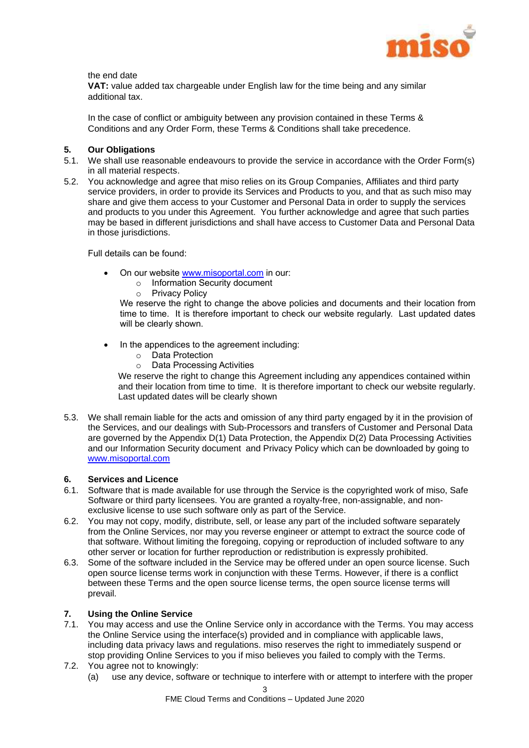the end date

**VAT:** value added tax chargeable under English law for the time being and any similar additional tax.

In the case of conflict or ambiguity between any provision contained in these Terms & Conditions and any Order Form, these Terms & Conditions shall take precedence.

## 5. Our Obligations

5.1. We shall use reasonable endeavours to provide the service in accordance with the Order Form(s) in all material respects.

5.2. You acknowledge and agree that miso relies on its Group Companies, Affiliates and third party service providers, in order to provide its Services and Products to you, and that as such miso may share and give them access to your Customer and Personal Data in order to supply the services and products to you under this Agreement. You further acknowledge and agree that such parties may be based in different jurisdictions and shall have access to Customer Data and Personal Data in those jurisdictions.

Full details can be found:

- On our website www.misoportal.com in our:
  - Information Security document
  - Privacy Policy

  We reserve the right to change the above policies and documents and their location from time to time. It is therefore important to check our website regularly. Last updated dates will be clearly shown.

- In the appendices to the agreement including:
  - Data Protection
  - Data Processing Activities

  We reserve the right to change this Agreement including any appendices contained within and their location from time to time. It is therefore important to check our website regularly. Last updated dates will be clearly shown

5.3. We shall remain liable for the acts and omission of any third party engaged by it in the provision of the Services, and our dealings with Sub-Processors and transfers of Customer and Personal Data are governed by the Appendix D(1) Data Protection, the Appendix D(2) Data Processing Activities and our Information Security document and Privacy Policy which can be downloaded by going to www.misoportal.com

## 6. Services and Licence

6.1. Software that is made available for use through the Service is the copyrighted work of miso, Safe Software or third party licensees. You are granted a royalty-free, non-assignable, and non-exclusive license to use such software only as part of the Service.

6.2. You may not copy, modify, distribute, sell, or lease any part of the included software separately from the Online Services, nor may you reverse engineer or attempt to extract the source code of that software. Without limiting the foregoing, copying or reproduction of included software to any other server or location for further reproduction or redistribution is expressly prohibited.

6.3. Some of the software included in the Service may be offered under an open source license. Such open source license terms work in conjunction with these Terms. However, if there is a conflict between these Terms and the open source license terms, the open source license terms will prevail.

## 7. Using the Online Service

7.1. You may access and use the Online Service only in accordance with the Terms. You may access the Online Service using the interface(s) provided and in compliance with applicable laws, including data privacy laws and regulations. miso reserves the right to immediately suspend or stop providing Online Services to you if miso believes you failed to comply with the Terms.

7.2. You agree not to knowingly:

(a) use any device, software or technique to interfere with or attempt to interfere with the proper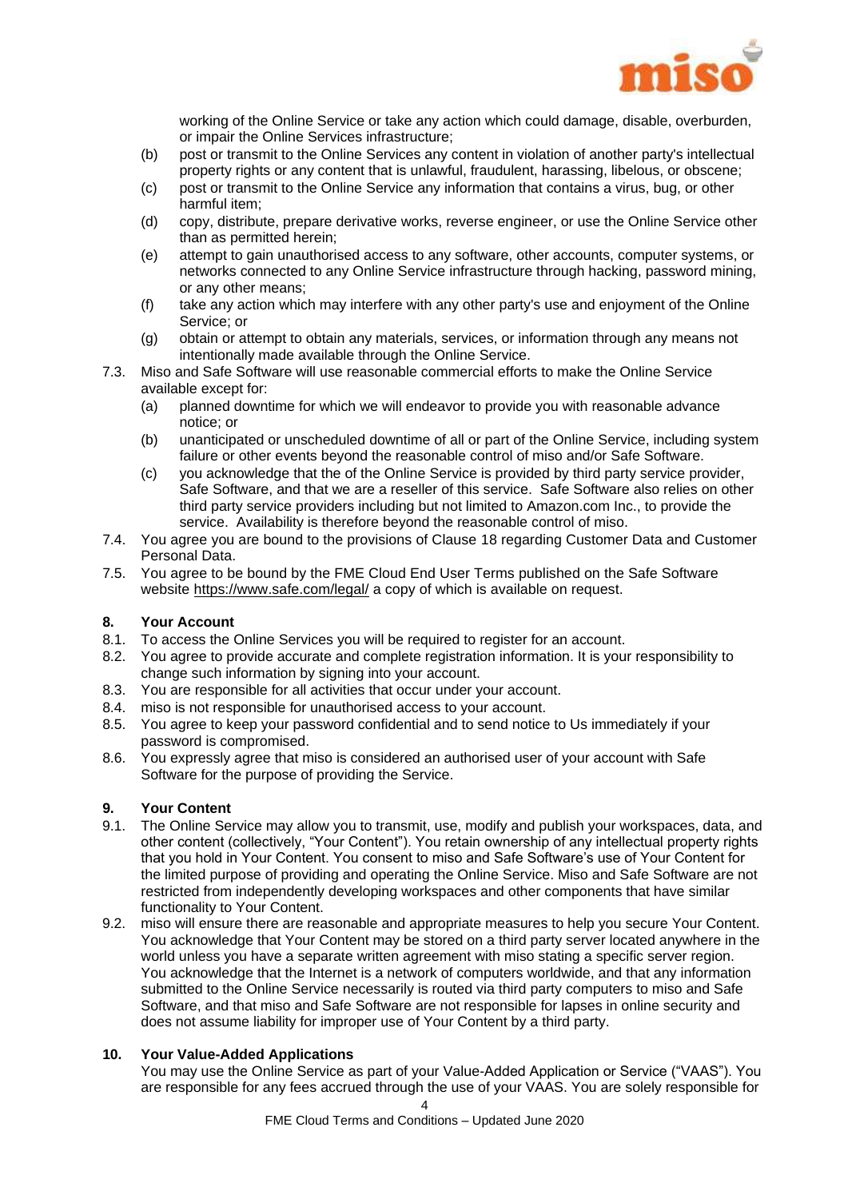working of the Online Service or take any action which could damage, disable, overburden, or impair the Online Services infrastructure;

(b) post or transmit to the Online Services any content in violation of another party's intellectual property rights or any content that is unlawful, fraudulent, harassing, libelous, or obscene;

(c) post or transmit to the Online Service any information that contains a virus, bug, or other harmful item;

(d) copy, distribute, prepare derivative works, reverse engineer, or use the Online Service other than as permitted herein;

(e) attempt to gain unauthorised access to any software, other accounts, computer systems, or networks connected to any Online Service infrastructure through hacking, password mining, or any other means;

(f) take any action which may interfere with any other party's use and enjoyment of the Online Service; or

(g) obtain or attempt to obtain any materials, services, or information through any means not intentionally made available through the Online Service.

7.3. Miso and Safe Software will use reasonable commercial efforts to make the Online Service available except for:

(a) planned downtime for which we will endeavor to provide you with reasonable advance notice; or

(b) unanticipated or unscheduled downtime of all or part of the Online Service, including system failure or other events beyond the reasonable control of miso and/or Safe Software.

(c) you acknowledge that the of the Online Service is provided by third party service provider, Safe Software, and that we are a reseller of this service. Safe Software also relies on other third party service providers including but not limited to Amazon.com Inc., to provide the service. Availability is therefore beyond the reasonable control of miso.

7.4. You agree you are bound to the provisions of Clause 18 regarding Customer Data and Customer Personal Data.

7.5. You agree to be bound by the FME Cloud End User Terms published on the Safe Software website https://www.safe.com/legal/ a copy of which is available on request.

## 8. Your Account

8.1. To access the Online Services you will be required to register for an account.

8.2. You agree to provide accurate and complete registration information. It is your responsibility to change such information by signing into your account.

8.3. You are responsible for all activities that occur under your account.

8.4. miso is not responsible for unauthorised access to your account.

8.5. You agree to keep your password confidential and to send notice to Us immediately if your password is compromised.

8.6. You expressly agree that miso is considered an authorised user of your account with Safe Software for the purpose of providing the Service.

## 9. Your Content

9.1. The Online Service may allow you to transmit, use, modify and publish your workspaces, data, and other content (collectively, "Your Content"). You retain ownership of any intellectual property rights that you hold in Your Content. You consent to miso and Safe Software's use of Your Content for the limited purpose of providing and operating the Online Service. Miso and Safe Software are not restricted from independently developing workspaces and other components that have similar functionality to Your Content.

9.2. miso will ensure there are reasonable and appropriate measures to help you secure Your Content. You acknowledge that Your Content may be stored on a third party server located anywhere in the world unless you have a separate written agreement with miso stating a specific server region. You acknowledge that the Internet is a network of computers worldwide, and that any information submitted to the Online Service necessarily is routed via third party computers to miso and Safe Software, and that miso and Safe Software are not responsible for lapses in online security and does not assume liability for improper use of Your Content by a third party.

## 10. Your Value-Added Applications

You may use the Online Service as part of your Value-Added Application or Service ("VAAS"). You are responsible for any fees accrued through the use of your VAAS. You are solely responsible for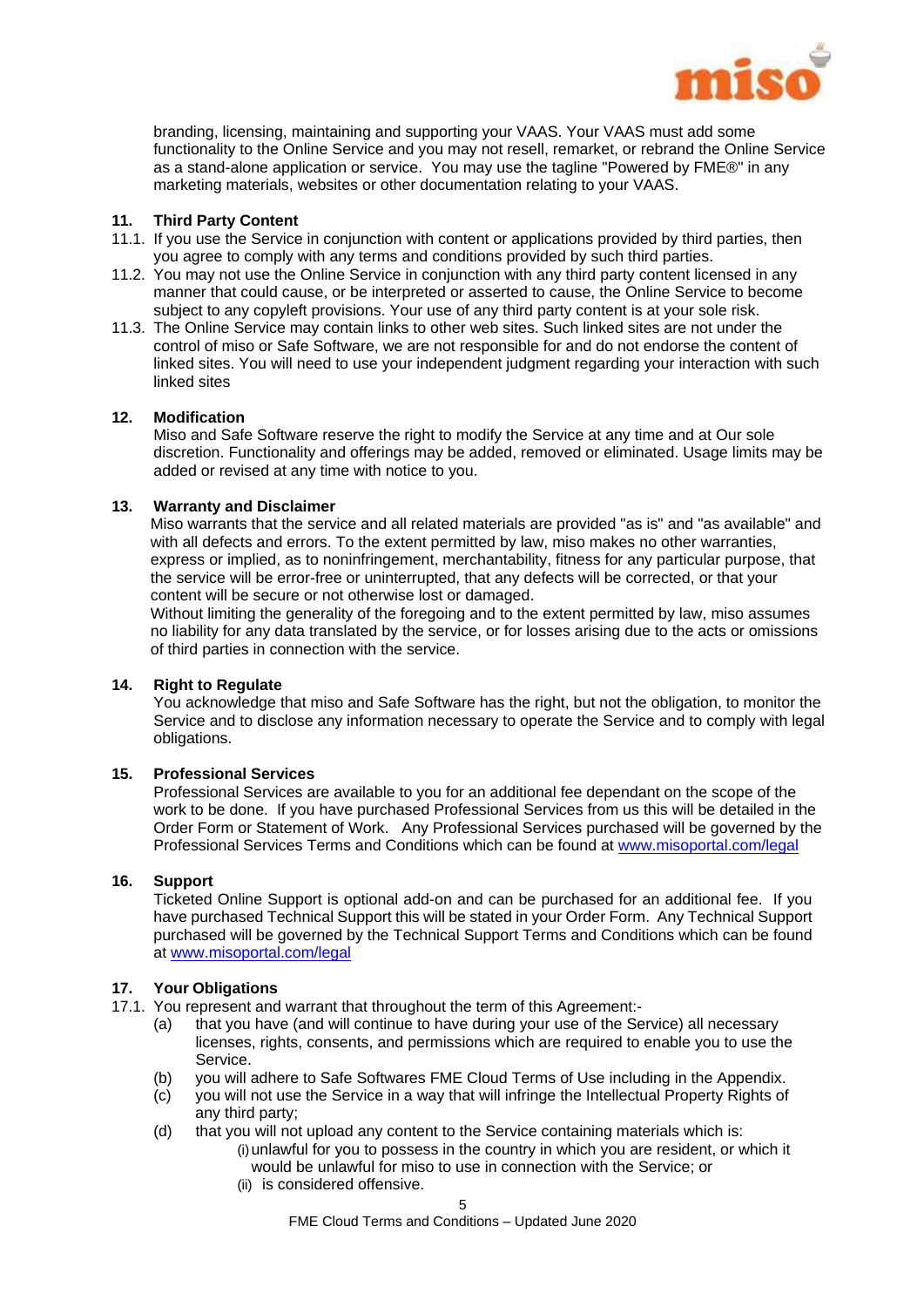branding, licensing, maintaining and supporting your VAAS. Your VAAS must add some functionality to the Online Service and you may not resell, remarket, or rebrand the Online Service as a stand-alone application or service. You may use the tagline "Powered by FME®" in any marketing materials, websites or other documentation relating to your VAAS.

## 11. Third Party Content

11.1. If you use the Service in conjunction with content or applications provided by third parties, then you agree to comply with any terms and conditions provided by such third parties.

11.2. You may not use the Online Service in conjunction with any third party content licensed in any manner that could cause, or be interpreted or asserted to cause, the Online Service to become subject to any copyleft provisions. Your use of any third party content is at your sole risk.

11.3. The Online Service may contain links to other web sites. Such linked sites are not under the control of miso or Safe Software, we are not responsible for and do not endorse the content of linked sites. You will need to use your independent judgment regarding your interaction with such linked sites

## 12. Modification

Miso and Safe Software reserve the right to modify the Service at any time and at Our sole discretion. Functionality and offerings may be added, removed or eliminated. Usage limits may be added or revised at any time with notice to you.

## 13. Warranty and Disclaimer

Miso warrants that the service and all related materials are provided "as is" and "as available" and with all defects and errors. To the extent permitted by law, miso makes no other warranties, express or implied, as to noninfringement, merchantability, fitness for any particular purpose, that the service will be error-free or uninterrupted, that any defects will be corrected, or that your content will be secure or not otherwise lost or damaged.

Without limiting the generality of the foregoing and to the extent permitted by law, miso assumes no liability for any data translated by the service, or for losses arising due to the acts or omissions of third parties in connection with the service.

## 14. Right to Regulate

You acknowledge that miso and Safe Software has the right, but not the obligation, to monitor the Service and to disclose any information necessary to operate the Service and to comply with legal obligations.

## 15. Professional Services

Professional Services are available to you for an additional fee dependant on the scope of the work to be done. If you have purchased Professional Services from us this will be detailed in the Order Form or Statement of Work. Any Professional Services purchased will be governed by the Professional Services Terms and Conditions which can be found at [www.misoportal.com/legal](www.misoportal.com/legal)

## 16. Support

Ticketed Online Support is optional add-on and can be purchased for an additional fee. If you have purchased Technical Support this will be stated in your Order Form. Any Technical Support purchased will be governed by the Technical Support Terms and Conditions which can be found at [www.misoportal.com/legal](www.misoportal.com/legal)

## 17. Your Obligations

17.1. You represent and warrant that throughout the term of this Agreement:-

- (a) that you have (and will continue to have during your use of the Service) all necessary licenses, rights, consents, and permissions which are required to enable you to use the Service.
- (b) you will adhere to Safe Softwares FME Cloud Terms of Use including in the Appendix.
- (c) you will not use the Service in a way that will infringe the Intellectual Property Rights of any third party;
- (d) that you will not upload any content to the Service containing materials which is:
  - (i) unlawful for you to possess in the country in which you are resident, or which it would be unlawful for miso to use in connection with the Service; or
  - (ii) is considered offensive.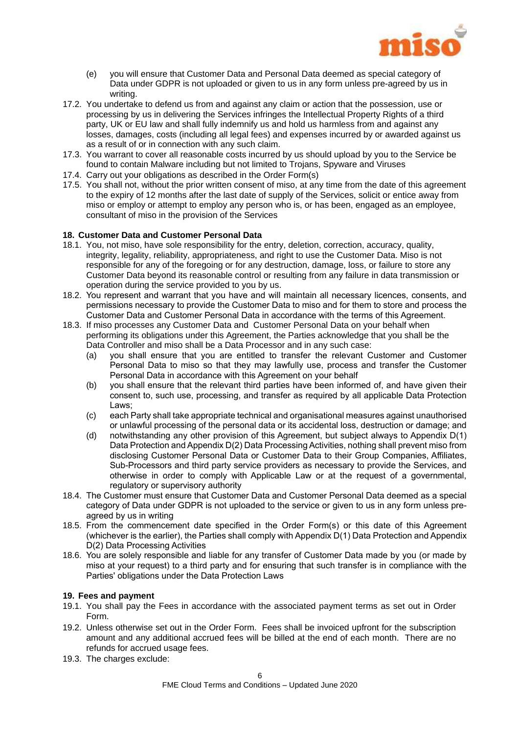(e) you will ensure that Customer Data and Personal Data deemed as special category of Data under GDPR is not uploaded or given to us in any form unless pre-agreed by us in writing.

17.2. You undertake to defend us from and against any claim or action that the possession, use or processing by us in delivering the Services infringes the Intellectual Property Rights of a third party, UK or EU law and shall fully indemnify us and hold us harmless from and against any losses, damages, costs (including all legal fees) and expenses incurred by or awarded against us as a result of or in connection with any such claim.

17.3. You warrant to cover all reasonable costs incurred by us should upload by you to the Service be found to contain Malware including but not limited to Trojans, Spyware and Viruses

17.4. Carry out your obligations as described in the Order Form(s)

17.5. You shall not, without the prior written consent of miso, at any time from the date of this agreement to the expiry of 12 months after the last date of supply of the Services, solicit or entice away from miso or employ or attempt to employ any person who is, or has been, engaged as an employee, consultant of miso in the provision of the Services

## 18. Customer Data and Customer Personal Data

18.1. You, not miso, have sole responsibility for the entry, deletion, correction, accuracy, quality, integrity, legality, reliability, appropriateness, and right to use the Customer Data. Miso is not responsible for any of the foregoing or for any destruction, damage, loss, or failure to store any Customer Data beyond its reasonable control or resulting from any failure in data transmission or operation during the service provided to you by us.

18.2. You represent and warrant that you have and will maintain all necessary licences, consents, and permissions necessary to provide the Customer Data to miso and for them to store and process the Customer Data and Customer Personal Data in accordance with the terms of this Agreement.

18.3. If miso processes any Customer Data and Customer Personal Data on your behalf when performing its obligations under this Agreement, the Parties acknowledge that you shall be the Data Controller and miso shall be a Data Processor and in any such case:

(a) you shall ensure that you are entitled to transfer the relevant Customer and Customer Personal Data to miso so that they may lawfully use, process and transfer the Customer Personal Data in accordance with this Agreement on your behalf

(b) you shall ensure that the relevant third parties have been informed of, and have given their consent to, such use, processing, and transfer as required by all applicable Data Protection Laws;

(c) each Party shall take appropriate technical and organisational measures against unauthorised or unlawful processing of the personal data or its accidental loss, destruction or damage; and

(d) notwithstanding any other provision of this Agreement, but subject always to Appendix D(1) Data Protection and Appendix D(2) Data Processing Activities, nothing shall prevent miso from disclosing Customer Personal Data or Customer Data to their Group Companies, Affiliates, Sub-Processors and third party service providers as necessary to provide the Services, and otherwise in order to comply with Applicable Law or at the request of a governmental, regulatory or supervisory authority

18.4. The Customer must ensure that Customer Data and Customer Personal Data deemed as a special category of Data under GDPR is not uploaded to the service or given to us in any form unless pre-agreed by us in writing

18.5. From the commencement date specified in the Order Form(s) or this date of this Agreement (whichever is the earlier), the Parties shall comply with Appendix D(1) Data Protection and Appendix D(2) Data Processing Activities

18.6. You are solely responsible and liable for any transfer of Customer Data made by you (or made by miso at your request) to a third party and for ensuring that such transfer is in compliance with the Parties' obligations under the Data Protection Laws

## 19. Fees and payment

19.1. You shall pay the Fees in accordance with the associated payment terms as set out in Order Form.

19.2. Unless otherwise set out in the Order Form. Fees shall be invoiced upfront for the subscription amount and any additional accrued fees will be billed at the end of each month. There are no refunds for accrued usage fees.

19.3. The charges exclude: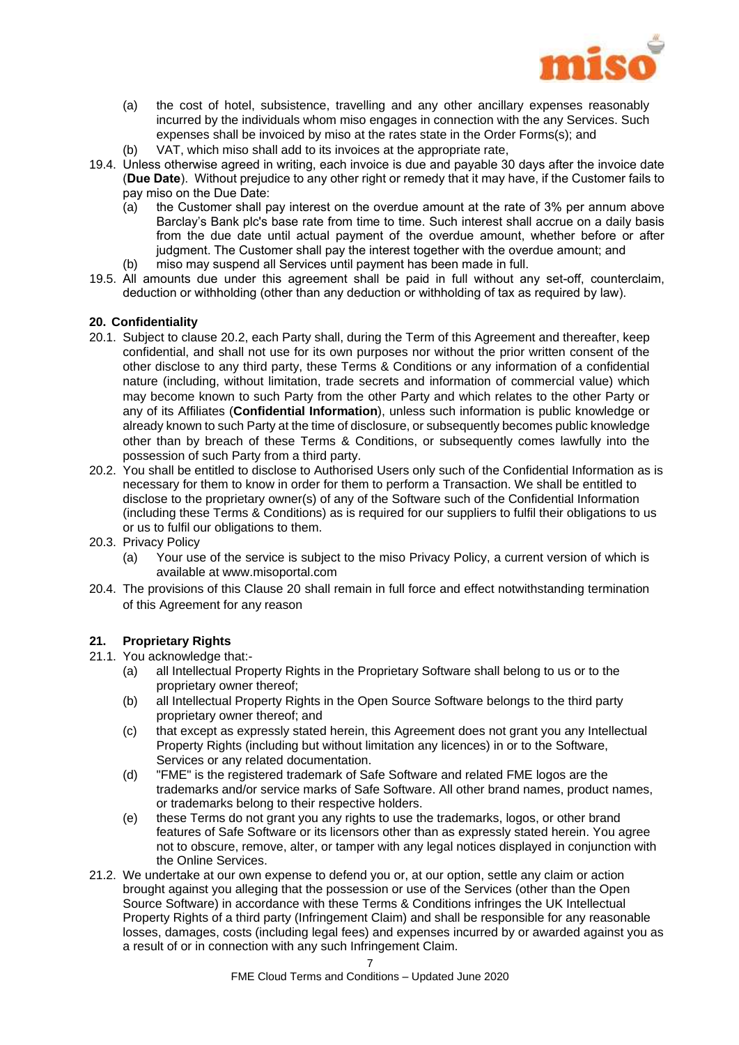(a) the cost of hotel, subsistence, travelling and any other ancillary expenses reasonably incurred by the individuals whom miso engages in connection with the any Services. Such expenses shall be invoiced by miso at the rates state in the Order Forms(s); and

(b) VAT, which miso shall add to its invoices at the appropriate rate,

19.4. Unless otherwise agreed in writing, each invoice is due and payable 30 days after the invoice date (**Due Date**). Without prejudice to any other right or remedy that it may have, if the Customer fails to pay miso on the Due Date:

(a) the Customer shall pay interest on the overdue amount at the rate of 3% per annum above Barclay's Bank plc's base rate from time to time. Such interest shall accrue on a daily basis from the due date until actual payment of the overdue amount, whether before or after judgment. The Customer shall pay the interest together with the overdue amount; and

(b) miso may suspend all Services until payment has been made in full.

19.5. All amounts due under this agreement shall be paid in full without any set-off, counterclaim, deduction or withholding (other than any deduction or withholding of tax as required by law).

**20. Confidentiality**

20.1. Subject to clause 20.2, each Party shall, during the Term of this Agreement and thereafter, keep confidential, and shall not use for its own purposes nor without the prior written consent of the other disclose to any third party, these Terms & Conditions or any information of a confidential nature (including, without limitation, trade secrets and information of commercial value) which may become known to such Party from the other Party and which relates to the other Party or any of its Affiliates (**Confidential Information**), unless such information is public knowledge or already known to such Party at the time of disclosure, or subsequently becomes public knowledge other than by breach of these Terms & Conditions, or subsequently comes lawfully into the possession of such Party from a third party.

20.2. You shall be entitled to disclose to Authorised Users only such of the Confidential Information as is necessary for them to know in order for them to perform a Transaction. We shall be entitled to disclose to the proprietary owner(s) of any of the Software such of the Confidential Information (including these Terms & Conditions) as is required for our suppliers to fulfil their obligations to us or us to fulfil our obligations to them.

20.3. Privacy Policy

(a) Your use of the service is subject to the miso Privacy Policy, a current version of which is available at www.misoportal.com

20.4. The provisions of this Clause 20 shall remain in full force and effect notwithstanding termination of this Agreement for any reason

**21. Proprietary Rights**

21.1. You acknowledge that:-

(a) all Intellectual Property Rights in the Proprietary Software shall belong to us or to the proprietary owner thereof;

(b) all Intellectual Property Rights in the Open Source Software belongs to the third party proprietary owner thereof; and

(c) that except as expressly stated herein, this Agreement does not grant you any Intellectual Property Rights (including but without limitation any licences) in or to the Software, Services or any related documentation.

(d) "FME" is the registered trademark of Safe Software and related FME logos are the trademarks and/or service marks of Safe Software. All other brand names, product names, or trademarks belong to their respective holders.

(e) these Terms do not grant you any rights to use the trademarks, logos, or other brand features of Safe Software or its licensors other than as expressly stated herein. You agree not to obscure, remove, alter, or tamper with any legal notices displayed in conjunction with the Online Services.

21.2. We undertake at our own expense to defend you or, at our option, settle any claim or action brought against you alleging that the possession or use of the Services (other than the Open Source Software) in accordance with these Terms & Conditions infringes the UK Intellectual Property Rights of a third party (Infringement Claim) and shall be responsible for any reasonable losses, damages, costs (including legal fees) and expenses incurred by or awarded against you as a result of or in connection with any such Infringement Claim.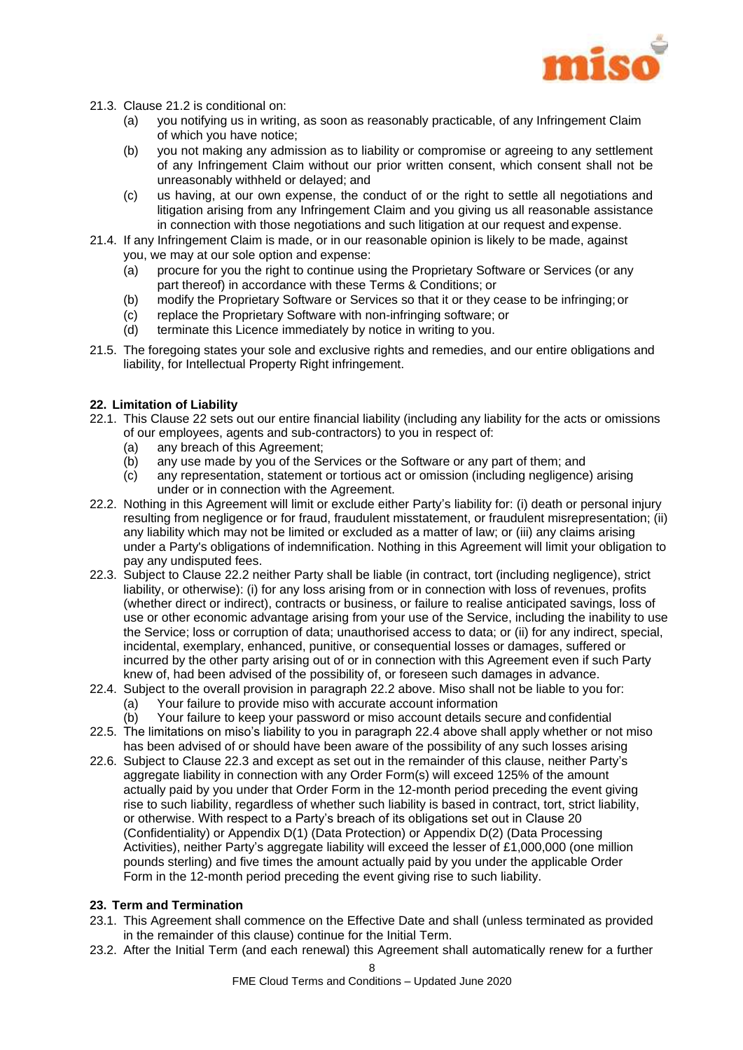21.3. Clause 21.2 is conditional on:

(a) you notifying us in writing, as soon as reasonably practicable, of any Infringement Claim of which you have notice;

(b) you not making any admission as to liability or compromise or agreeing to any settlement of any Infringement Claim without our prior written consent, which consent shall not be unreasonably withheld or delayed; and

(c) us having, at our own expense, the conduct of or the right to settle all negotiations and litigation arising from any Infringement Claim and you giving us all reasonable assistance in connection with those negotiations and such litigation at our request and expense.

21.4. If any Infringement Claim is made, or in our reasonable opinion is likely to be made, against you, we may at our sole option and expense:

(a) procure for you the right to continue using the Proprietary Software or Services (or any part thereof) in accordance with these Terms & Conditions; or

(b) modify the Proprietary Software or Services so that it or they cease to be infringing; or

(c) replace the Proprietary Software with non-infringing software; or

(d) terminate this Licence immediately by notice in writing to you.

21.5. The foregoing states your sole and exclusive rights and remedies, and our entire obligations and liability, for Intellectual Property Right infringement.

**22. Limitation of Liability**

22.1. This Clause 22 sets out our entire financial liability (including any liability for the acts or omissions of our employees, agents and sub-contractors) to you in respect of:

(a) any breach of this Agreement;

(b) any use made by you of the Services or the Software or any part of them; and

(c) any representation, statement or tortious act or omission (including negligence) arising under or in connection with the Agreement.

22.2. Nothing in this Agreement will limit or exclude either Party's liability for: (i) death or personal injury resulting from negligence or for fraud, fraudulent misstatement, or fraudulent misrepresentation; (ii) any liability which may not be limited or excluded as a matter of law; or (iii) any claims arising under a Party's obligations of indemnification. Nothing in this Agreement will limit your obligation to pay any undisputed fees.

22.3. Subject to Clause 22.2 neither Party shall be liable (in contract, tort (including negligence), strict liability, or otherwise): (i) for any loss arising from or in connection with loss of revenues, profits (whether direct or indirect), contracts or business, or failure to realise anticipated savings, loss of use or other economic advantage arising from your use of the Service, including the inability to use the Service; loss or corruption of data; unauthorised access to data; or (ii) for any indirect, special, incidental, exemplary, enhanced, punitive, or consequential losses or damages, suffered or incurred by the other party arising out of or in connection with this Agreement even if such Party knew of, had been advised of the possibility of, or foreseen such damages in advance.

22.4. Subject to the overall provision in paragraph 22.2 above. Miso shall not be liable to you for:

(a) Your failure to provide miso with accurate account information

(b) Your failure to keep your password or miso account details secure and confidential

22.5. The limitations on miso's liability to you in paragraph 22.4 above shall apply whether or not miso has been advised of or should have been aware of the possibility of any such losses arising

22.6. Subject to Clause 22.3 and except as set out in the remainder of this clause, neither Party's aggregate liability in connection with any Order Form(s) will exceed 125% of the amount actually paid by you under that Order Form in the 12-month period preceding the event giving rise to such liability, regardless of whether such liability is based in contract, tort, strict liability, or otherwise. With respect to a Party's breach of its obligations set out in Clause 20 (Confidentiality) or Appendix D(1) (Data Protection) or Appendix D(2) (Data Processing Activities), neither Party's aggregate liability will exceed the lesser of £1,000,000 (one million pounds sterling) and five times the amount actually paid by you under the applicable Order Form in the 12-month period preceding the event giving rise to such liability.

**23. Term and Termination**

23.1. This Agreement shall commence on the Effective Date and shall (unless terminated as provided in the remainder of this clause) continue for the Initial Term.

23.2. After the Initial Term (and each renewal) this Agreement shall automatically renew for a further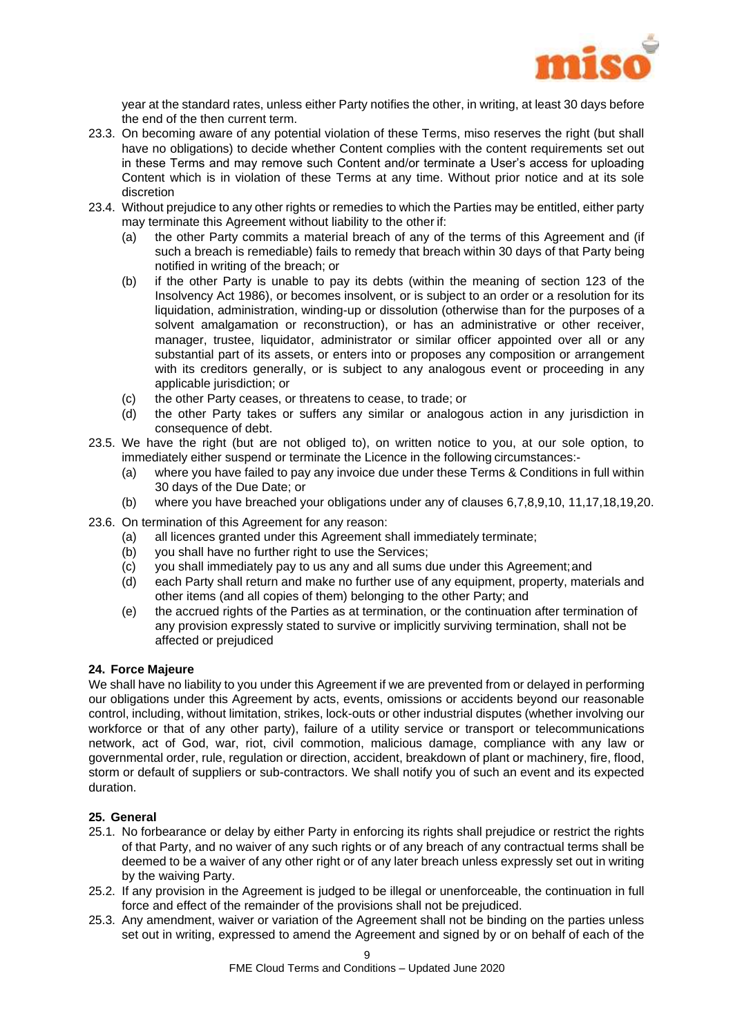year at the standard rates, unless either Party notifies the other, in writing, at least 30 days before the end of the then current term.

23.3. On becoming aware of any potential violation of these Terms, miso reserves the right (but shall have no obligations) to decide whether Content complies with the content requirements set out in these Terms and may remove such Content and/or terminate a User's access for uploading Content which is in violation of these Terms at any time. Without prior notice and at its sole discretion

23.4. Without prejudice to any other rights or remedies to which the Parties may be entitled, either party may terminate this Agreement without liability to the other if:

(a) the other Party commits a material breach of any of the terms of this Agreement and (if such a breach is remediable) fails to remedy that breach within 30 days of that Party being notified in writing of the breach; or

(b) if the other Party is unable to pay its debts (within the meaning of section 123 of the Insolvency Act 1986), or becomes insolvent, or is subject to an order or a resolution for its liquidation, administration, winding-up or dissolution (otherwise than for the purposes of a solvent amalgamation or reconstruction), or has an administrative or other receiver, manager, trustee, liquidator, administrator or similar officer appointed over all or any substantial part of its assets, or enters into or proposes any composition or arrangement with its creditors generally, or is subject to any analogous event or proceeding in any applicable jurisdiction; or

(c) the other Party ceases, or threatens to cease, to trade; or

(d) the other Party takes or suffers any similar or analogous action in any jurisdiction in consequence of debt.

23.5. We have the right (but are not obliged to), on written notice to you, at our sole option, to immediately either suspend or terminate the Licence in the following circumstances:-

(a) where you have failed to pay any invoice due under these Terms & Conditions in full within 30 days of the Due Date; or

(b) where you have breached your obligations under any of clauses 6,7,8,9,10, 11,17,18,19,20.

23.6. On termination of this Agreement for any reason:

(a) all licences granted under this Agreement shall immediately terminate;

(b) you shall have no further right to use the Services;

(c) you shall immediately pay to us any and all sums due under this Agreement; and

(d) each Party shall return and make no further use of any equipment, property, materials and other items (and all copies of them) belonging to the other Party; and

(e) the accrued rights of the Parties as at termination, or the continuation after termination of any provision expressly stated to survive or implicitly surviving termination, shall not be affected or prejudiced

## 24. Force Majeure

We shall have no liability to you under this Agreement if we are prevented from or delayed in performing our obligations under this Agreement by acts, events, omissions or accidents beyond our reasonable control, including, without limitation, strikes, lock-outs or other industrial disputes (whether involving our workforce or that of any other party), failure of a utility service or transport or telecommunications network, act of God, war, riot, civil commotion, malicious damage, compliance with any law or governmental order, rule, regulation or direction, accident, breakdown of plant or machinery, fire, flood, storm or default of suppliers or sub-contractors. We shall notify you of such an event and its expected duration.

## 25. General

25.1. No forbearance or delay by either Party in enforcing its rights shall prejudice or restrict the rights of that Party, and no waiver of any such rights or of any breach of any contractual terms shall be deemed to be a waiver of any other right or of any later breach unless expressly set out in writing by the waiving Party.

25.2. If any provision in the Agreement is judged to be illegal or unenforceable, the continuation in full force and effect of the remainder of the provisions shall not be prejudiced.

25.3. Any amendment, waiver or variation of the Agreement shall not be binding on the parties unless set out in writing, expressed to amend the Agreement and signed by or on behalf of each of the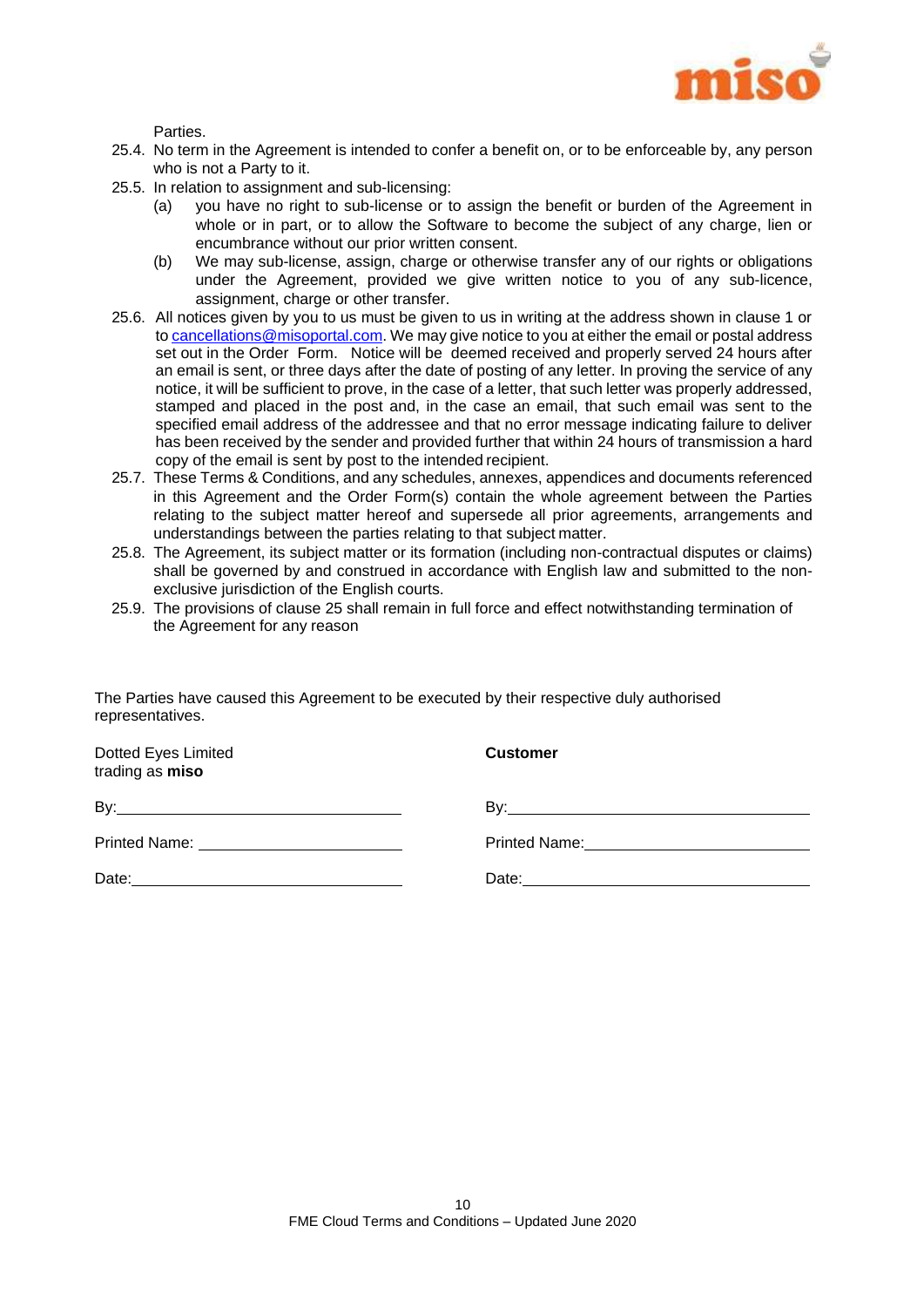Parties.

25.4. No term in the Agreement is intended to confer a benefit on, or to be enforceable by, any person who is not a Party to it.

25.5. In relation to assignment and sub-licensing:

(a) you have no right to sub-license or to assign the benefit or burden of the Agreement in whole or in part, or to allow the Software to become the subject of any charge, lien or encumbrance without our prior written consent.

(b) We may sub-license, assign, charge or otherwise transfer any of our rights or obligations under the Agreement, provided we give written notice to you of any sub-licence, assignment, charge or other transfer.

25.6. All notices given by you to us must be given to us in writing at the address shown in clause 1 or to cancellations@misoportal.com. We may give notice to you at either the email or postal address set out in the Order Form. Notice will be deemed received and properly served 24 hours after an email is sent, or three days after the date of posting of any letter. In proving the service of any notice, it will be sufficient to prove, in the case of a letter, that such letter was properly addressed, stamped and placed in the post and, in the case an email, that such email was sent to the specified email address of the addressee and that no error message indicating failure to deliver has been received by the sender and provided further that within 24 hours of transmission a hard copy of the email is sent by post to the intended recipient.

25.7. These Terms & Conditions, and any schedules, annexes, appendices and documents referenced in this Agreement and the Order Form(s) contain the whole agreement between the Parties relating to the subject matter hereof and supersede all prior agreements, arrangements and understandings between the parties relating to that subject matter.

25.8. The Agreement, its subject matter or its formation (including non-contractual disputes or claims) shall be governed by and construed in accordance with English law and submitted to the non-exclusive jurisdiction of the English courts.

25.9. The provisions of clause 25 shall remain in full force and effect notwithstanding termination of the Agreement for any reason

The Parties have caused this Agreement to be executed by their respective duly authorised representatives.

| Dotted Eyes Limited trading as **miso** | **Customer** |
|---|---|
| By: ______________________ | By: ______________________ |
| Printed Name: ______________________ | Printed Name: ______________________ |
| Date: ______________________ | Date: ______________________ |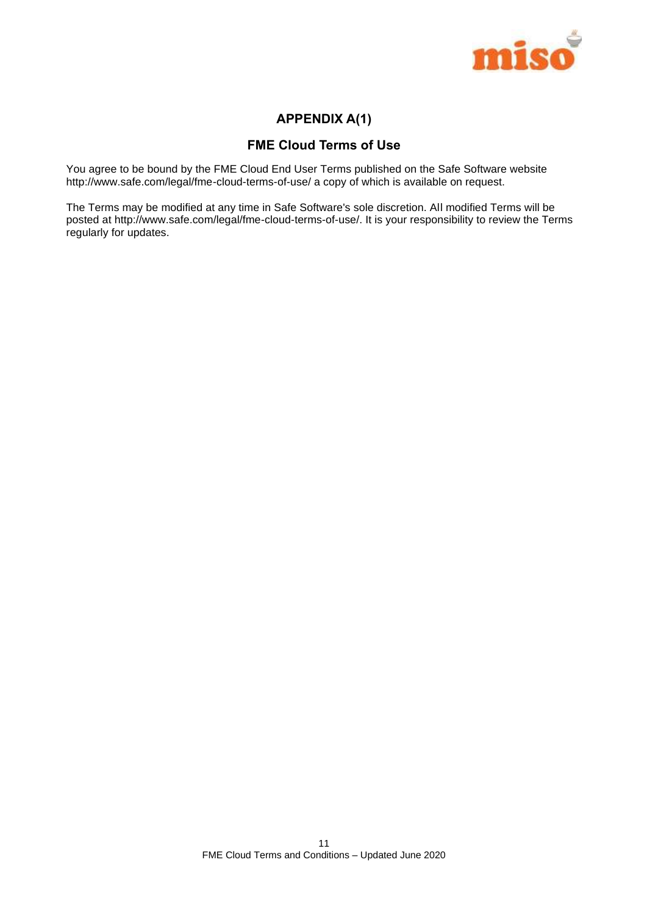# APPENDIX A(1)

## FME Cloud Terms of Use

You agree to be bound by the FME Cloud End User Terms published on the Safe Software website http://www.safe.com/legal/fme-cloud-terms-of-use/ a copy of which is available on request.

The Terms may be modified at any time in Safe Software's sole discretion. All modified Terms will be posted at http://www.safe.com/legal/fme-cloud-terms-of-use/. It is your responsibility to review the Terms regularly for updates.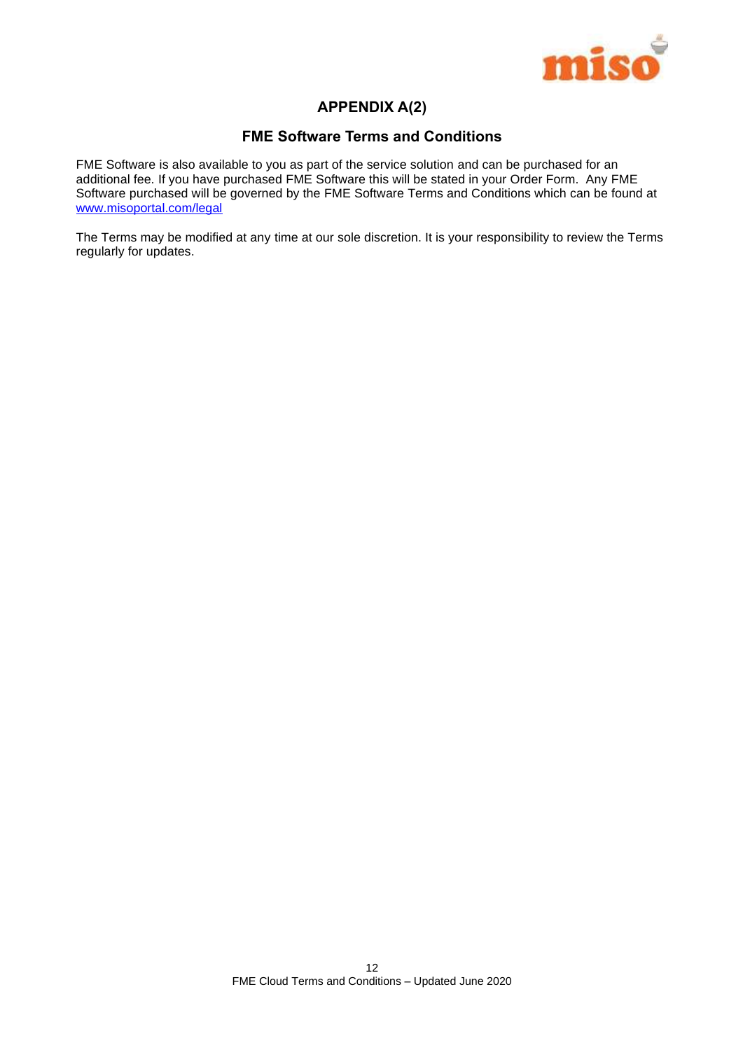# APPENDIX A(2)

## FME Software Terms and Conditions

FME Software is also available to you as part of the service solution and can be purchased for an additional fee. If you have purchased FME Software this will be stated in your Order Form. Any FME Software purchased will be governed by the FME Software Terms and Conditions which can be found at www.misoportal.com/legal

The Terms may be modified at any time at our sole discretion. It is your responsibility to review the Terms regularly for updates.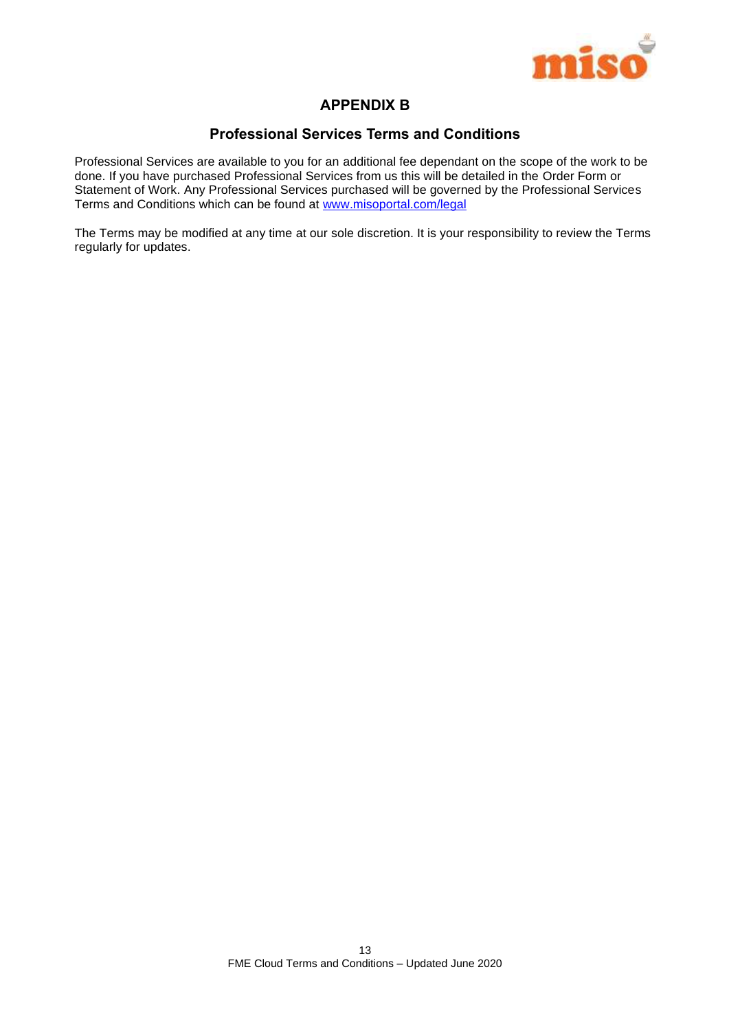# APPENDIX B

## Professional Services Terms and Conditions

Professional Services are available to you for an additional fee dependant on the scope of the work to be done. If you have purchased Professional Services from us this will be detailed in the Order Form or Statement of Work. Any Professional Services purchased will be governed by the Professional Services Terms and Conditions which can be found at [www.misoportal.com/legal](www.misoportal.com/legal)

The Terms may be modified at any time at our sole discretion. It is your responsibility to review the Terms regularly for updates.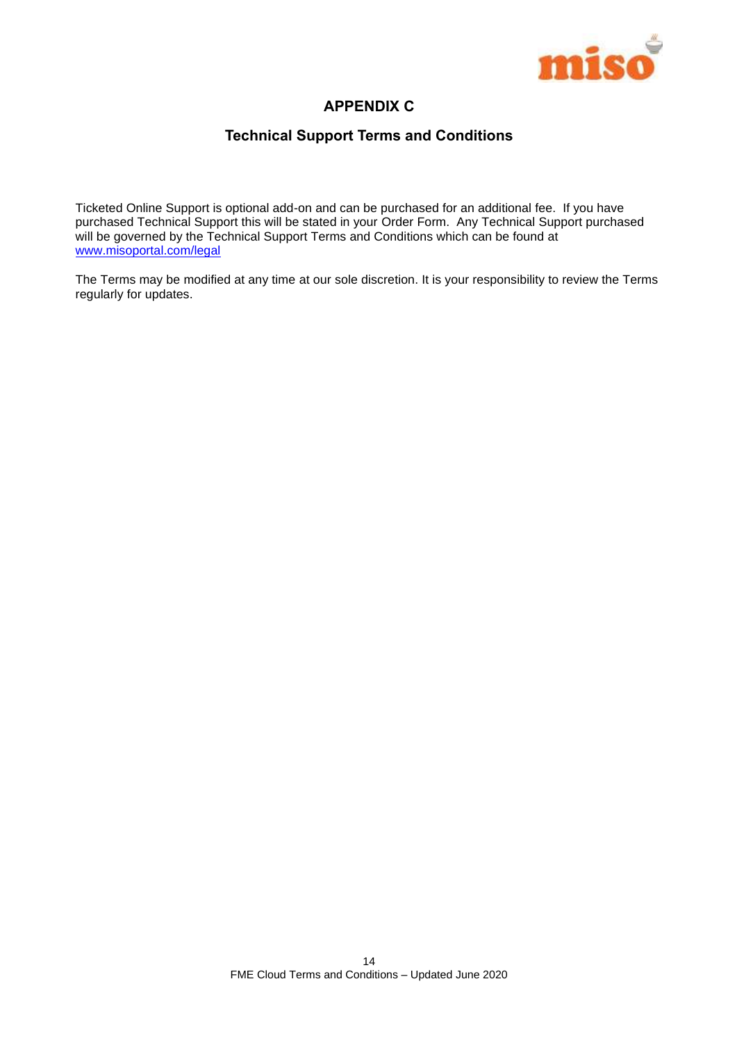# APPENDIX C

## Technical Support Terms and Conditions

Ticketed Online Support is optional add-on and can be purchased for an additional fee. If you have purchased Technical Support this will be stated in your Order Form. Any Technical Support purchased will be governed by the Technical Support Terms and Conditions which can be found at [www.misoportal.com/legal](http://www.misoportal.com/legal)

The Terms may be modified at any time at our sole discretion. It is your responsibility to review the Terms regularly for updates.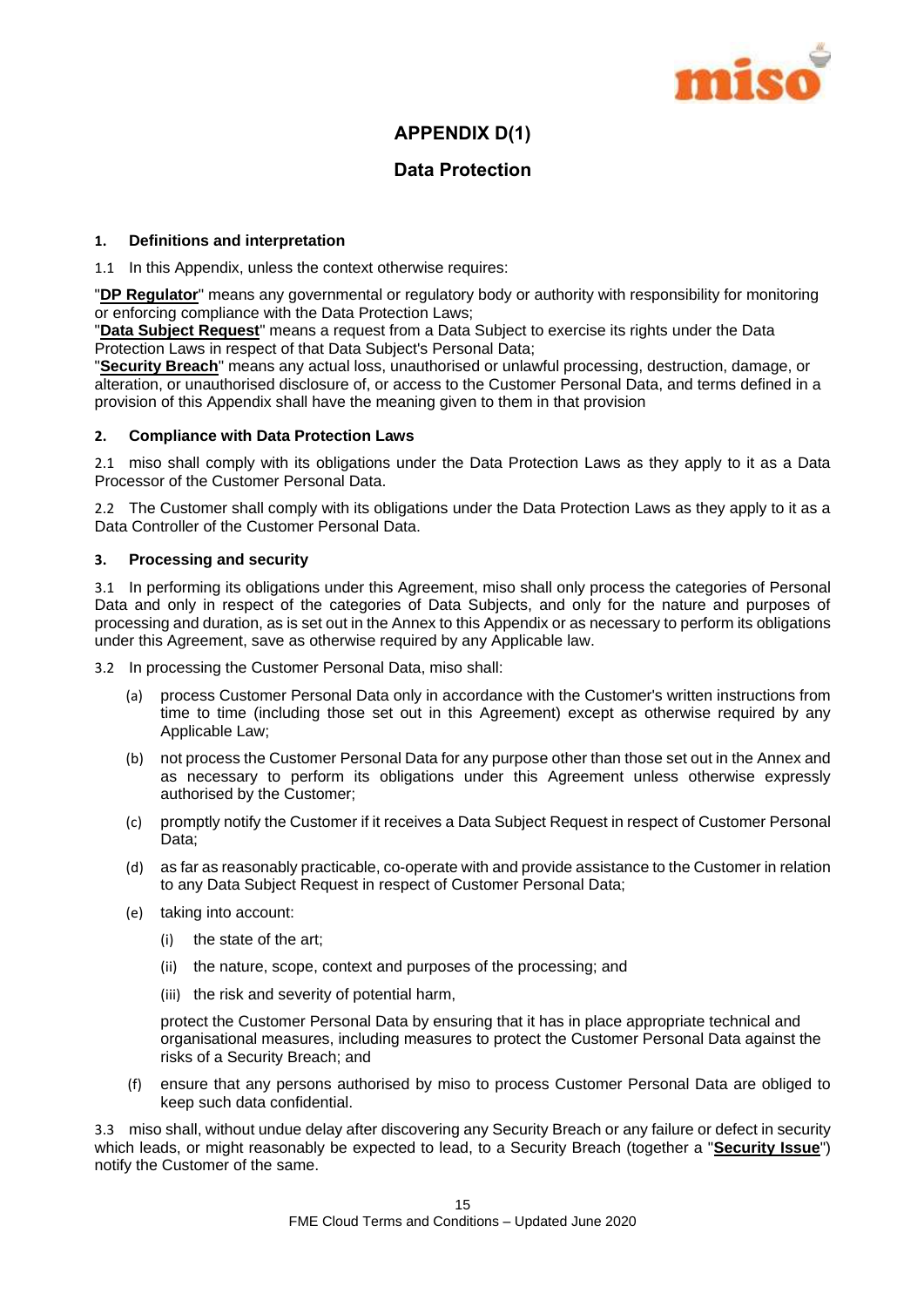# APPENDIX D(1)

## Data Protection

**1. Definitions and interpretation**

1.1 In this Appendix, unless the context otherwise requires:

"**DP Regulator**" means any governmental or regulatory body or authority with responsibility for monitoring or enforcing compliance with the Data Protection Laws;

"**Data Subject Request**" means a request from a Data Subject to exercise its rights under the Data Protection Laws in respect of that Data Subject's Personal Data;

"**Security Breach**" means any actual loss, unauthorised or unlawful processing, destruction, damage, or alteration, or unauthorised disclosure of, or access to the Customer Personal Data, and terms defined in a provision of this Appendix shall have the meaning given to them in that provision

**2. Compliance with Data Protection Laws**

2.1 miso shall comply with its obligations under the Data Protection Laws as they apply to it as a Data Processor of the Customer Personal Data.

2.2 The Customer shall comply with its obligations under the Data Protection Laws as they apply to it as a Data Controller of the Customer Personal Data.

**3. Processing and security**

3.1 In performing its obligations under this Agreement, miso shall only process the categories of Personal Data and only in respect of the categories of Data Subjects, and only for the nature and purposes of processing and duration, as is set out in the Annex to this Appendix or as necessary to perform its obligations under this Agreement, save as otherwise required by any Applicable law.

3.2 In processing the Customer Personal Data, miso shall:

(a) process Customer Personal Data only in accordance with the Customer's written instructions from time to time (including those set out in this Agreement) except as otherwise required by any Applicable Law;

(b) not process the Customer Personal Data for any purpose other than those set out in the Annex and as necessary to perform its obligations under this Agreement unless otherwise expressly authorised by the Customer;

(c) promptly notify the Customer if it receives a Data Subject Request in respect of Customer Personal Data;

(d) as far as reasonably practicable, co-operate with and provide assistance to the Customer in relation to any Data Subject Request in respect of Customer Personal Data;

(e) taking into account:

(i) the state of the art;

(ii) the nature, scope, context and purposes of the processing; and

(iii) the risk and severity of potential harm,

protect the Customer Personal Data by ensuring that it has in place appropriate technical and organisational measures, including measures to protect the Customer Personal Data against the risks of a Security Breach; and

(f) ensure that any persons authorised by miso to process Customer Personal Data are obliged to keep such data confidential.

3.3 miso shall, without undue delay after discovering any Security Breach or any failure or defect in security which leads, or might reasonably be expected to lead, to a Security Breach (together a "**Security Issue**") notify the Customer of the same.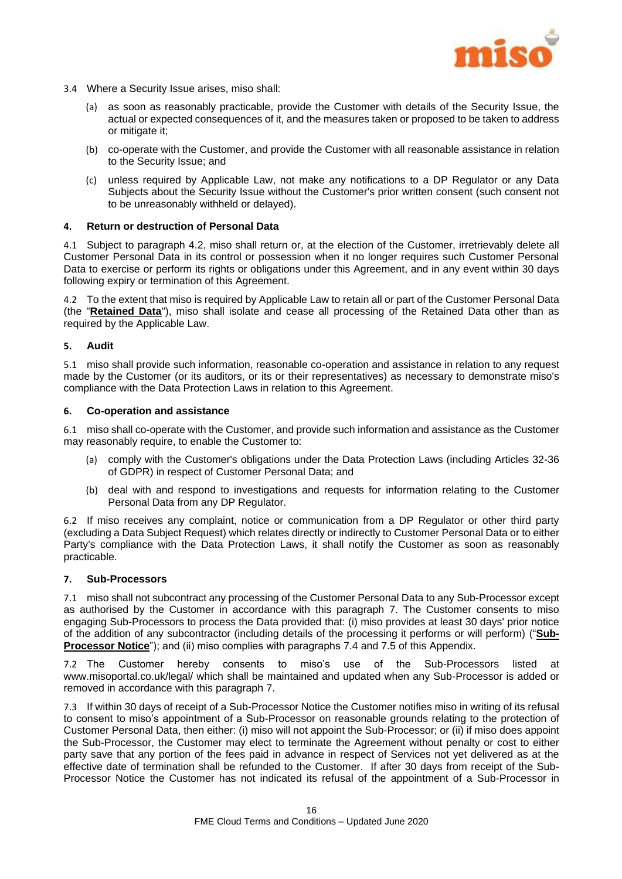3.4 Where a Security Issue arises, miso shall:

(a) as soon as reasonably practicable, provide the Customer with details of the Security Issue, the actual or expected consequences of it, and the measures taken or proposed to be taken to address or mitigate it;

(b) co-operate with the Customer, and provide the Customer with all reasonable assistance in relation to the Security Issue; and

(c) unless required by Applicable Law, not make any notifications to a DP Regulator or any Data Subjects about the Security Issue without the Customer's prior written consent (such consent not to be unreasonably withheld or delayed).

#### 4. Return or destruction of Personal Data

4.1 Subject to paragraph 4.2, miso shall return or, at the election of the Customer, irretrievably delete all Customer Personal Data in its control or possession when it no longer requires such Customer Personal Data to exercise or perform its rights or obligations under this Agreement, and in any event within 30 days following expiry or termination of this Agreement.

4.2 To the extent that miso is required by Applicable Law to retain all or part of the Customer Personal Data (the "**Retained Data**"), miso shall isolate and cease all processing of the Retained Data other than as required by the Applicable Law.

#### 5. Audit

5.1 miso shall provide such information, reasonable co-operation and assistance in relation to any request made by the Customer (or its auditors, or its or their representatives) as necessary to demonstrate miso's compliance with the Data Protection Laws in relation to this Agreement.

#### 6. Co-operation and assistance

6.1 miso shall co-operate with the Customer, and provide such information and assistance as the Customer may reasonably require, to enable the Customer to:

(a) comply with the Customer's obligations under the Data Protection Laws (including Articles 32-36 of GDPR) in respect of Customer Personal Data; and

(b) deal with and respond to investigations and requests for information relating to the Customer Personal Data from any DP Regulator.

6.2 If miso receives any complaint, notice or communication from a DP Regulator or other third party (excluding a Data Subject Request) which relates directly or indirectly to Customer Personal Data or to either Party's compliance with the Data Protection Laws, it shall notify the Customer as soon as reasonably practicable.

#### 7. Sub-Processors

7.1 miso shall not subcontract any processing of the Customer Personal Data to any Sub-Processor except as authorised by the Customer in accordance with this paragraph 7. The Customer consents to miso engaging Sub-Processors to process the Data provided that: (i) miso provides at least 30 days' prior notice of the addition of any subcontractor (including details of the processing it performs or will perform) ("**Sub-Processor Notice**"); and (ii) miso complies with paragraphs 7.4 and 7.5 of this Appendix.

7.2 The Customer hereby consents to miso's use of the Sub-Processors listed at www.misoportal.co.uk/legal/ which shall be maintained and updated when any Sub-Processor is added or removed in accordance with this paragraph 7.

7.3 If within 30 days of receipt of a Sub-Processor Notice the Customer notifies miso in writing of its refusal to consent to miso's appointment of a Sub-Processor on reasonable grounds relating to the protection of Customer Personal Data, then either: (i) miso will not appoint the Sub-Processor; or (ii) if miso does appoint the Sub-Processor, the Customer may elect to terminate the Agreement without penalty or cost to either party save that any portion of the fees paid in advance in respect of Services not yet delivered as at the effective date of termination shall be refunded to the Customer. If after 30 days from receipt of the Sub-Processor Notice the Customer has not indicated its refusal of the appointment of a Sub-Processor in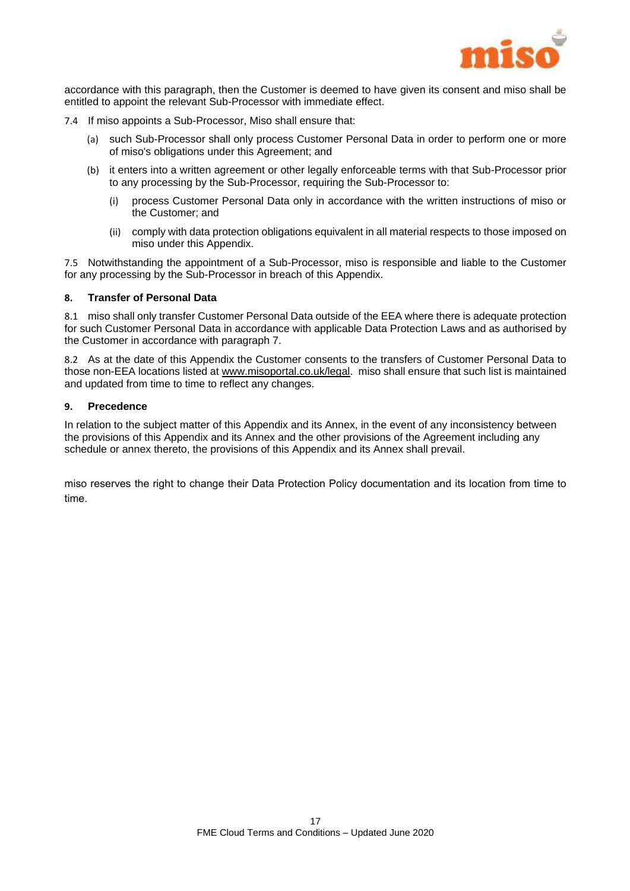accordance with this paragraph, then the Customer is deemed to have given its consent and miso shall be entitled to appoint the relevant Sub-Processor with immediate effect.

7.4 If miso appoints a Sub-Processor, Miso shall ensure that:

(a) such Sub-Processor shall only process Customer Personal Data in order to perform one or more of miso's obligations under this Agreement; and

(b) it enters into a written agreement or other legally enforceable terms with that Sub-Processor prior to any processing by the Sub-Processor, requiring the Sub-Processor to:

(i) process Customer Personal Data only in accordance with the written instructions of miso or the Customer; and

(ii) comply with data protection obligations equivalent in all material respects to those imposed on miso under this Appendix.

7.5 Notwithstanding the appointment of a Sub-Processor, miso is responsible and liable to the Customer for any processing by the Sub-Processor in breach of this Appendix.

**8. Transfer of Personal Data**

8.1 miso shall only transfer Customer Personal Data outside of the EEA where there is adequate protection for such Customer Personal Data in accordance with applicable Data Protection Laws and as authorised by the Customer in accordance with paragraph 7.

8.2 As at the date of this Appendix the Customer consents to the transfers of Customer Personal Data to those non-EEA locations listed at www.misoportal.co.uk/legal. miso shall ensure that such list is maintained and updated from time to time to reflect any changes.

**9. Precedence**

In relation to the subject matter of this Appendix and its Annex, in the event of any inconsistency between the provisions of this Appendix and its Annex and the other provisions of the Agreement including any schedule or annex thereto, the provisions of this Appendix and its Annex shall prevail.

miso reserves the right to change their Data Protection Policy documentation and its location from time to time.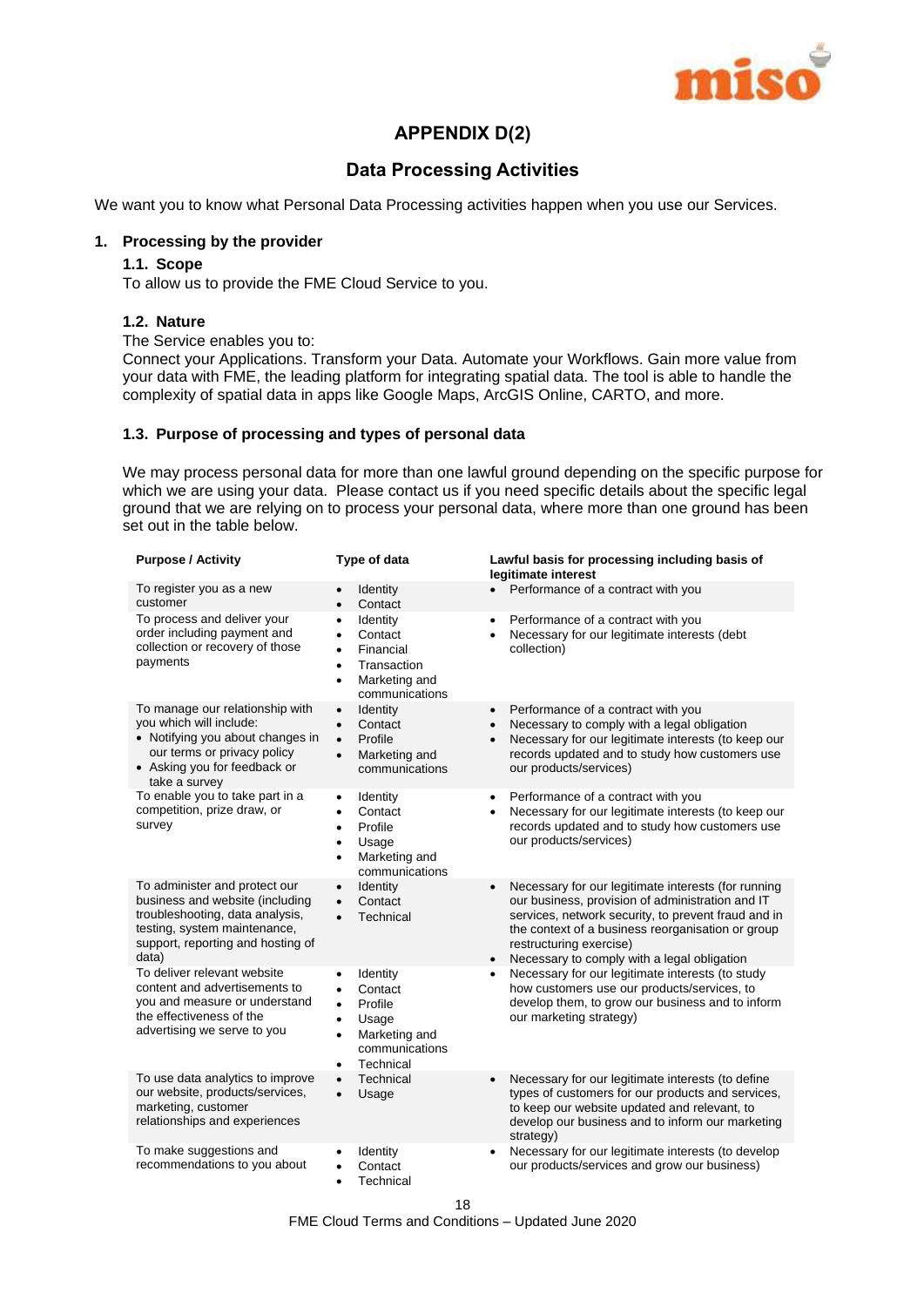## APPENDIX D(2)

## Data Processing Activities

We want you to know what Personal Data Processing activities happen when you use our Services.

### 1. Processing by the provider

#### 1.1. Scope

To allow us to provide the FME Cloud Service to you.

#### 1.2. Nature

The Service enables you to:
Connect your Applications. Transform your Data. Automate your Workflows. Gain more value from your data with FME, the leading platform for integrating spatial data. The tool is able to handle the complexity of spatial data in apps like Google Maps, ArcGIS Online, CARTO, and more.

#### 1.3. Purpose of processing and types of personal data

We may process personal data for more than one lawful ground depending on the specific purpose for which we are using your data. Please contact us if you need specific details about the specific legal ground that we are relying on to process your personal data, where more than one ground has been set out in the table below.

| Purpose / Activity | Type of data | Lawful basis for processing including basis of legitimate interest |
| --- | --- | --- |
| To register you as a new customer | • Identity<br>• Contact | • Performance of a contract with you |
| To process and deliver your order including payment and collection or recovery of those payments | • Identity<br>• Contact<br>• Financial<br>• Transaction<br>• Marketing and communications | • Performance of a contract with you<br>• Necessary for our legitimate interests (debt collection) |
| To manage our relationship with you which will include:<br>• Notifying you about changes in our terms or privacy policy<br>• Asking you for feedback or take a survey | • Identity<br>• Contact<br>• Profile<br>• Marketing and communications | • Performance of a contract with you<br>• Necessary to comply with a legal obligation<br>• Necessary for our legitimate interests (to keep our records updated and to study how customers use our products/services) |
| To enable you to take part in a competition, prize draw, or survey | • Identity<br>• Contact<br>• Profile<br>• Usage<br>• Marketing and communications | • Performance of a contract with you<br>• Necessary for our legitimate interests (to keep our records updated and to study how customers use our products/services) |
| To administer and protect our business and website (including troubleshooting, data analysis, testing, system maintenance, support, reporting and hosting of data) | • Identity<br>• Contact<br>• Technical | • Necessary for our legitimate interests (for running our business, provision of administration and IT services, network security, to prevent fraud and in the context of a business reorganisation or group restructuring exercise)<br>• Necessary to comply with a legal obligation |
| To deliver relevant website content and advertisements to you and measure or understand the effectiveness of the advertising we serve to you | • Identity<br>• Contact<br>• Profile<br>• Usage<br>• Marketing and communications<br>• Technical | • Necessary for our legitimate interests (to study how customers use our products/services, to develop them, to grow our business and to inform our marketing strategy) |
| To use data analytics to improve our website, products/services, marketing, customer relationships and experiences | • Technical<br>• Usage | • Necessary for our legitimate interests (to define types of customers for our products and services, to keep our website updated and relevant, to develop our business and to inform our marketing strategy) |
| To make suggestions and recommendations to you about | • Identity<br>• Contact<br>• Technical | • Necessary for our legitimate interests (to develop our products/services and grow our business) |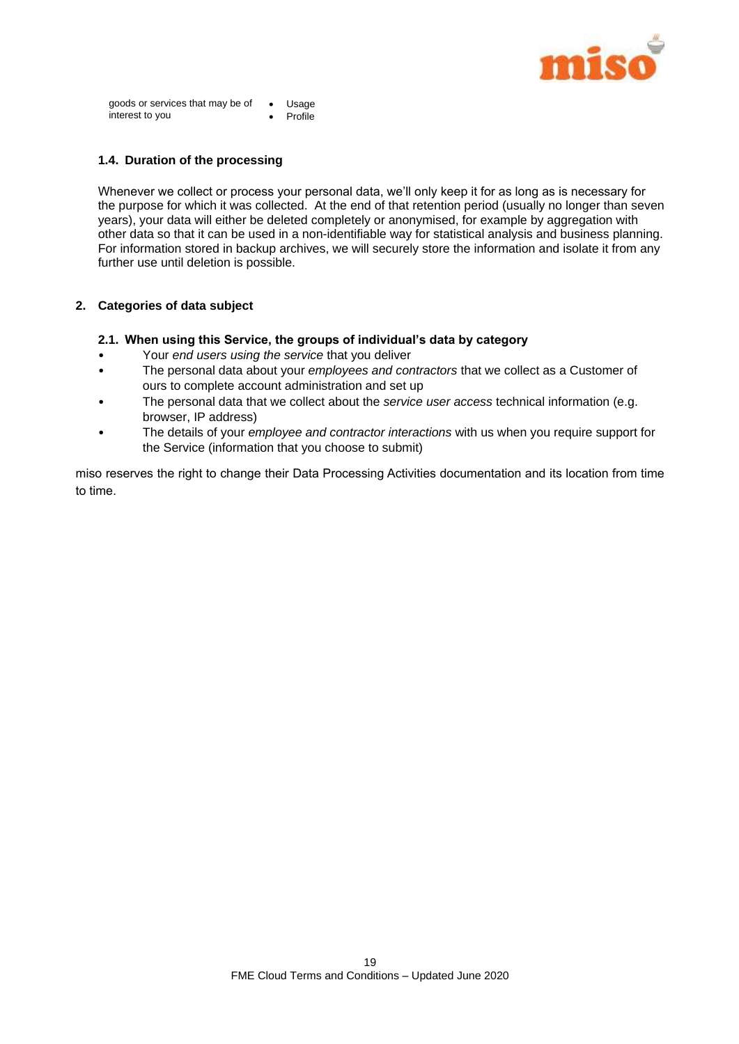| goods or services that may be of interest to you | • Usage<br>• Profile |
|---|---|

### 1.4. Duration of the processing

Whenever we collect or process your personal data, we'll only keep it for as long as is necessary for the purpose for which it was collected. At the end of that retention period (usually no longer than seven years), your data will either be deleted completely or anonymised, for example by aggregation with other data so that it can be used in a non-identifiable way for statistical analysis and business planning. For information stored in backup archives, we will securely store the information and isolate it from any further use until deletion is possible.

## 2. Categories of data subject

### 2.1. When using this Service, the groups of individual's data by category

- Your *end users using the service* that you deliver
- The personal data about your *employees and contractors* that we collect as a Customer of ours to complete account administration and set up
- The personal data that we collect about the *service user access* technical information (e.g. browser, IP address)
- The details of your *employee and contractor interactions* with us when you require support for the Service (information that you choose to submit)

miso reserves the right to change their Data Processing Activities documentation and its location from time to time.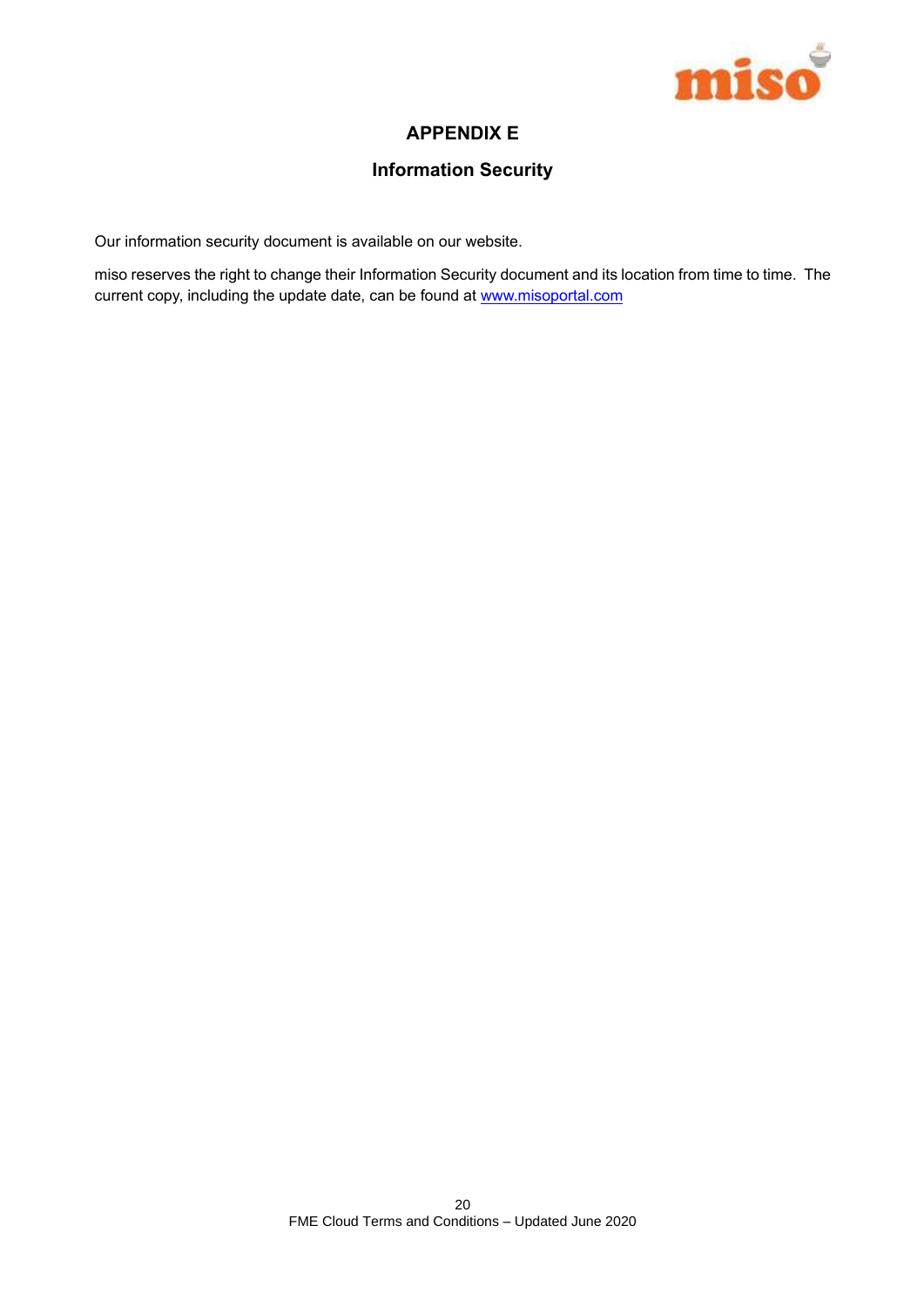# APPENDIX E

## Information Security

Our information security document is available on our website.

miso reserves the right to change their Information Security document and its location from time to time. The current copy, including the update date, can be found at [www.misoportal.com](http://www.misoportal.com)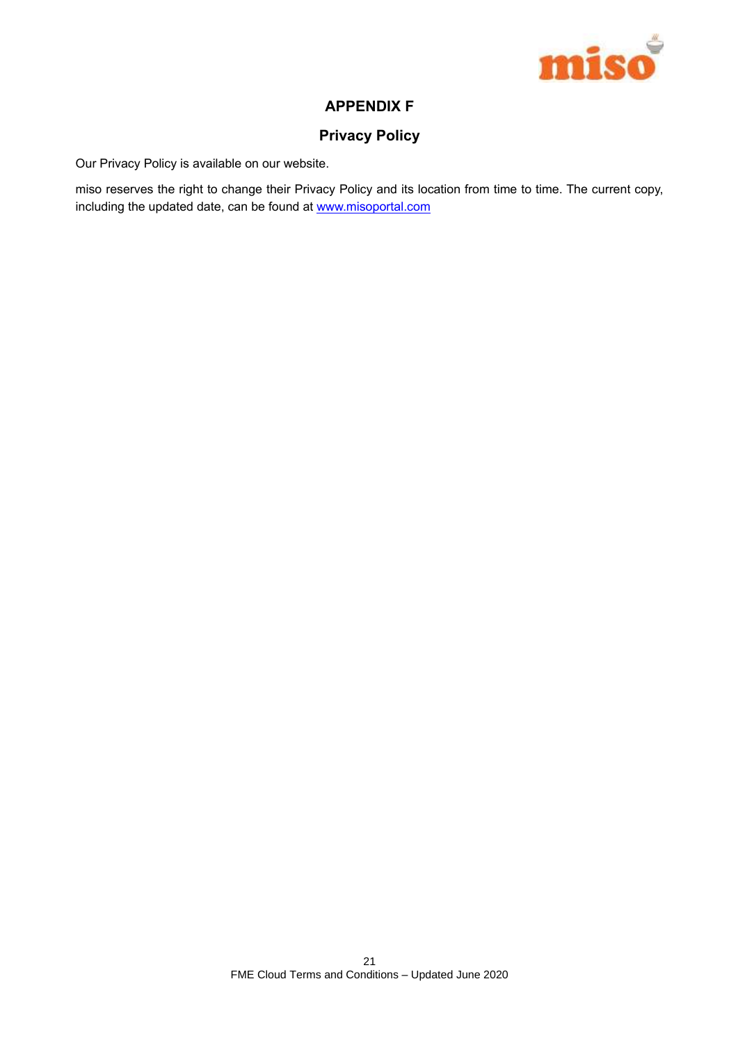## APPENDIX F

## Privacy Policy

Our Privacy Policy is available on our website.

miso reserves the right to change their Privacy Policy and its location from time to time. The current copy, including the updated date, can be found at [www.misoportal.com](http://www.misoportal.com)